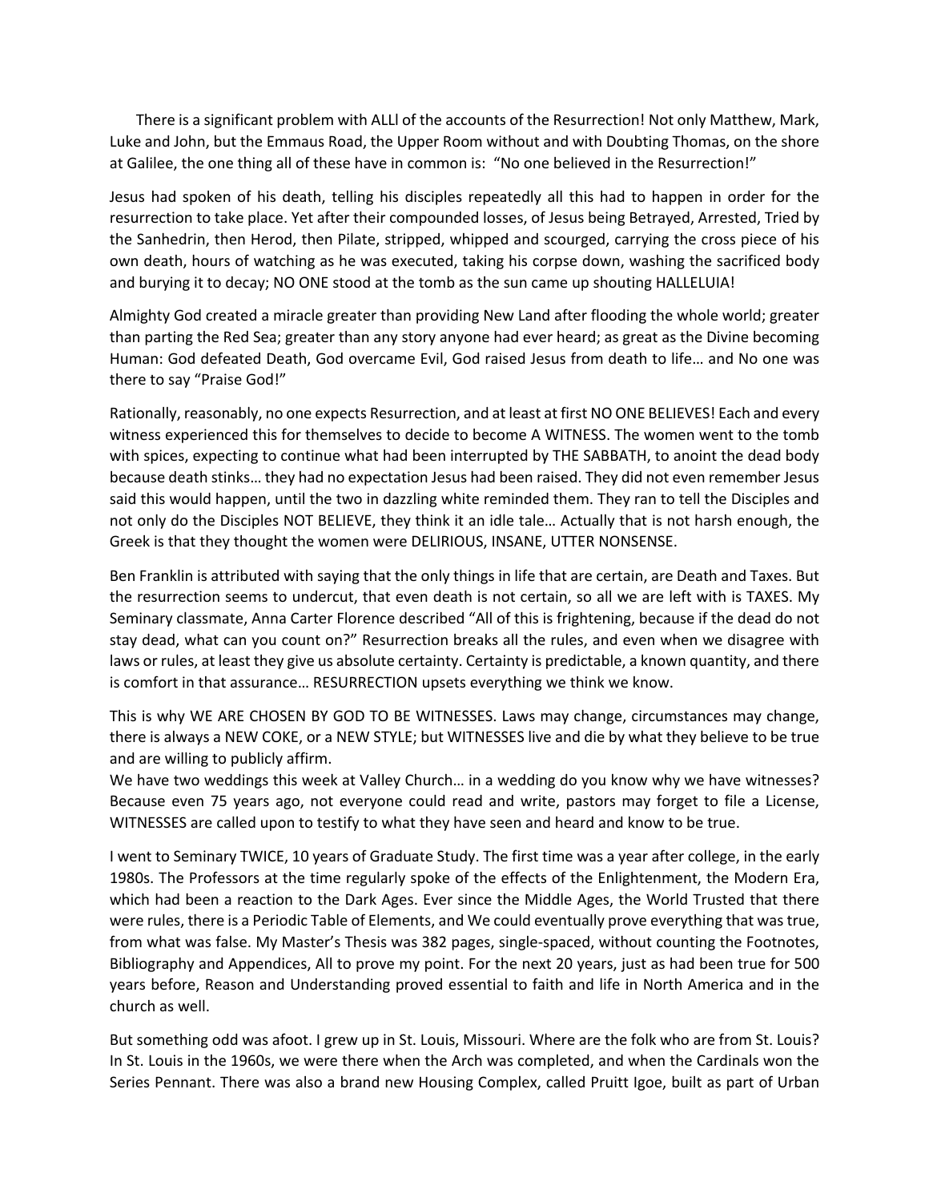There is a significant problem with ALLl of the accounts of the Resurrection! Not only Matthew, Mark, Luke and John, but the Emmaus Road, the Upper Room without and with Doubting Thomas, on the shore at Galilee, the one thing all of these have in common is: "No one believed in the Resurrection!"

Jesus had spoken of his death, telling his disciples repeatedly all this had to happen in order for the resurrection to take place. Yet after their compounded losses, of Jesus being Betrayed, Arrested, Tried by the Sanhedrin, then Herod, then Pilate, stripped, whipped and scourged, carrying the cross piece of his own death, hours of watching as he was executed, taking his corpse down, washing the sacrificed body and burying it to decay; NO ONE stood at the tomb as the sun came up shouting HALLELUIA!

Almighty God created a miracle greater than providing New Land after flooding the whole world; greater than parting the Red Sea; greater than any story anyone had ever heard; as great as the Divine becoming Human: God defeated Death, God overcame Evil, God raised Jesus from death to life… and No one was there to say "Praise God!"

Rationally, reasonably, no one expects Resurrection, and at least at first NO ONE BELIEVES! Each and every witness experienced this for themselves to decide to become A WITNESS. The women went to the tomb with spices, expecting to continue what had been interrupted by THE SABBATH, to anoint the dead body because death stinks… they had no expectation Jesus had been raised. They did not even remember Jesus said this would happen, until the two in dazzling white reminded them. They ran to tell the Disciples and not only do the Disciples NOT BELIEVE, they think it an idle tale… Actually that is not harsh enough, the Greek is that they thought the women were DELIRIOUS, INSANE, UTTER NONSENSE.

Ben Franklin is attributed with saying that the only things in life that are certain, are Death and Taxes. But the resurrection seems to undercut, that even death is not certain, so all we are left with is TAXES. My Seminary classmate, Anna Carter Florence described "All of this is frightening, because if the dead do not stay dead, what can you count on?" Resurrection breaks all the rules, and even when we disagree with laws or rules, at least they give us absolute certainty. Certainty is predictable, a known quantity, and there is comfort in that assurance… RESURRECTION upsets everything we think we know.

This is why WE ARE CHOSEN BY GOD TO BE WITNESSES. Laws may change, circumstances may change, there is always a NEW COKE, or a NEW STYLE; but WITNESSES live and die by what they believe to be true and are willing to publicly affirm.
We have two weddings this week at Valley Church… in a wedding do you know why we have witnesses? Because even 75 years ago, not everyone could read and write, pastors may forget to file a License, WITNESSES are called upon to testify to what they have seen and heard and know to be true.

I went to Seminary TWICE, 10 years of Graduate Study. The first time was a year after college, in the early 1980s. The Professors at the time regularly spoke of the effects of the Enlightenment, the Modern Era, which had been a reaction to the Dark Ages. Ever since the Middle Ages, the World Trusted that there were rules, there is a Periodic Table of Elements, and We could eventually prove everything that was true, from what was false. My Master's Thesis was 382 pages, single-spaced, without counting the Footnotes, Bibliography and Appendices, All to prove my point. For the next 20 years, just as had been true for 500 years before, Reason and Understanding proved essential to faith and life in North America and in the church as well.

But something odd was afoot. I grew up in St. Louis, Missouri. Where are the folk who are from St. Louis? In St. Louis in the 1960s, we were there when the Arch was completed, and when the Cardinals won the Series Pennant. There was also a brand new Housing Complex, called Pruitt Igoe, built as part of Urban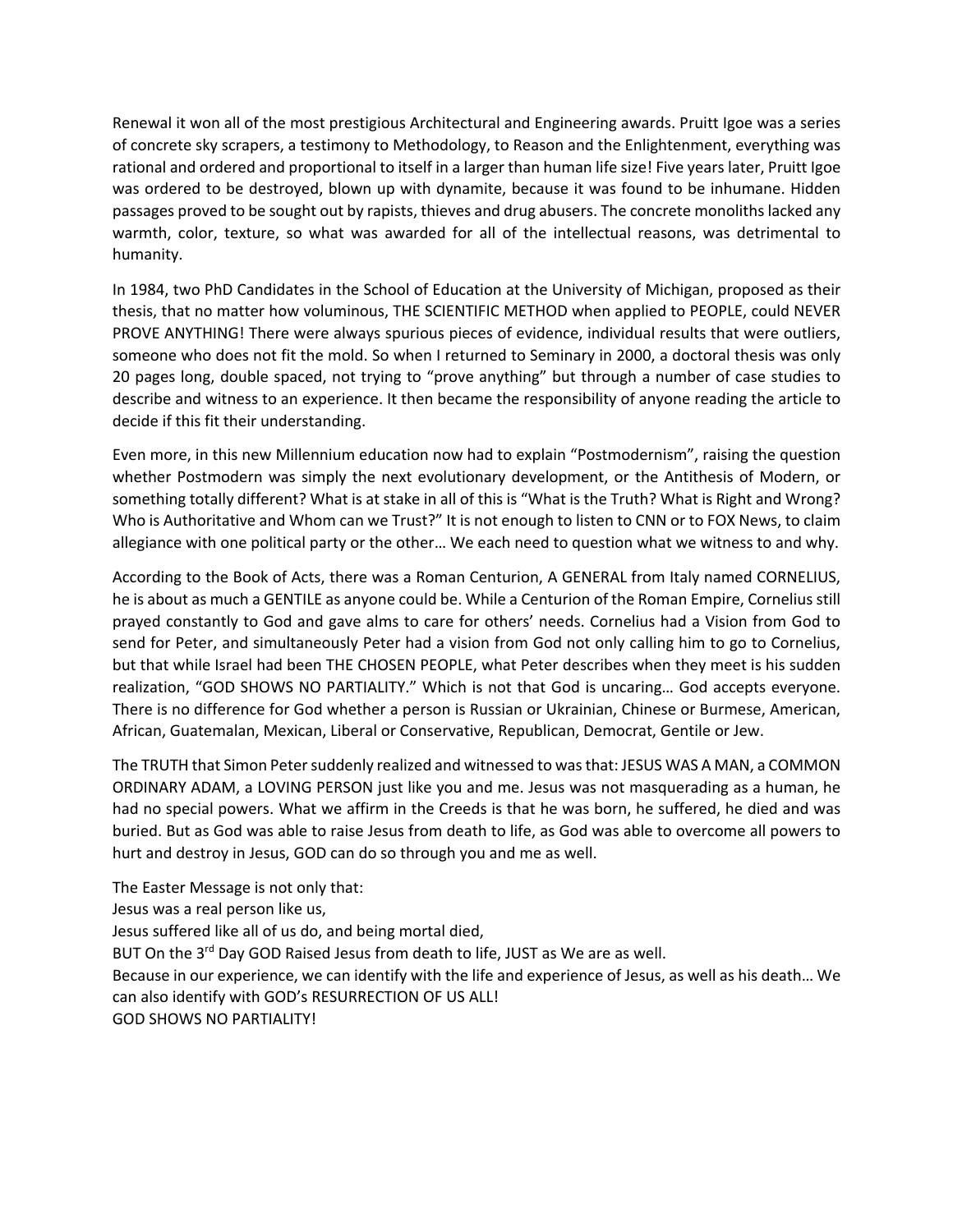Renewal it won all of the most prestigious Architectural and Engineering awards. Pruitt Igoe was a series of concrete sky scrapers, a testimony to Methodology, to Reason and the Enlightenment, everything was rational and ordered and proportional to itself in a larger than human life size! Five years later, Pruitt Igoe was ordered to be destroyed, blown up with dynamite, because it was found to be inhumane. Hidden passages proved to be sought out by rapists, thieves and drug abusers. The concrete monoliths lacked any warmth, color, texture, so what was awarded for all of the intellectual reasons, was detrimental to humanity.

In 1984, two PhD Candidates in the School of Education at the University of Michigan, proposed as their thesis, that no matter how voluminous, THE SCIENTIFIC METHOD when applied to PEOPLE, could NEVER PROVE ANYTHING! There were always spurious pieces of evidence, individual results that were outliers, someone who does not fit the mold. So when I returned to Seminary in 2000, a doctoral thesis was only 20 pages long, double spaced, not trying to "prove anything" but through a number of case studies to describe and witness to an experience. It then became the responsibility of anyone reading the article to decide if this fit their understanding.

Even more, in this new Millennium education now had to explain "Postmodernism", raising the question whether Postmodern was simply the next evolutionary development, or the Antithesis of Modern, or something totally different? What is at stake in all of this is "What is the Truth? What is Right and Wrong? Who is Authoritative and Whom can we Trust?" It is not enough to listen to CNN or to FOX News, to claim allegiance with one political party or the other… We each need to question what we witness to and why.

According to the Book of Acts, there was a Roman Centurion, A GENERAL from Italy named CORNELIUS, he is about as much a GENTILE as anyone could be. While a Centurion of the Roman Empire, Cornelius still prayed constantly to God and gave alms to care for others' needs. Cornelius had a Vision from God to send for Peter, and simultaneously Peter had a vision from God not only calling him to go to Cornelius, but that while Israel had been THE CHOSEN PEOPLE, what Peter describes when they meet is his sudden realization, "GOD SHOWS NO PARTIALITY." Which is not that God is uncaring… God accepts everyone. There is no difference for God whether a person is Russian or Ukrainian, Chinese or Burmese, American, African, Guatemalan, Mexican, Liberal or Conservative, Republican, Democrat, Gentile or Jew.

The TRUTH that Simon Peter suddenly realized and witnessed to was that: JESUS WAS A MAN, a COMMON ORDINARY ADAM, a LOVING PERSON just like you and me. Jesus was not masquerading as a human, he had no special powers. What we affirm in the Creeds is that he was born, he suffered, he died and was buried. But as God was able to raise Jesus from death to life, as God was able to overcome all powers to hurt and destroy in Jesus, GOD can do so through you and me as well.

The Easter Message is not only that:
Jesus was a real person like us,
Jesus suffered like all of us do, and being mortal died,
BUT On the 3rd Day GOD Raised Jesus from death to life, JUST as We are as well.
Because in our experience, we can identify with the life and experience of Jesus, as well as his death… We can also identify with GOD's RESURRECTION OF US ALL!
GOD SHOWS NO PARTIALITY!